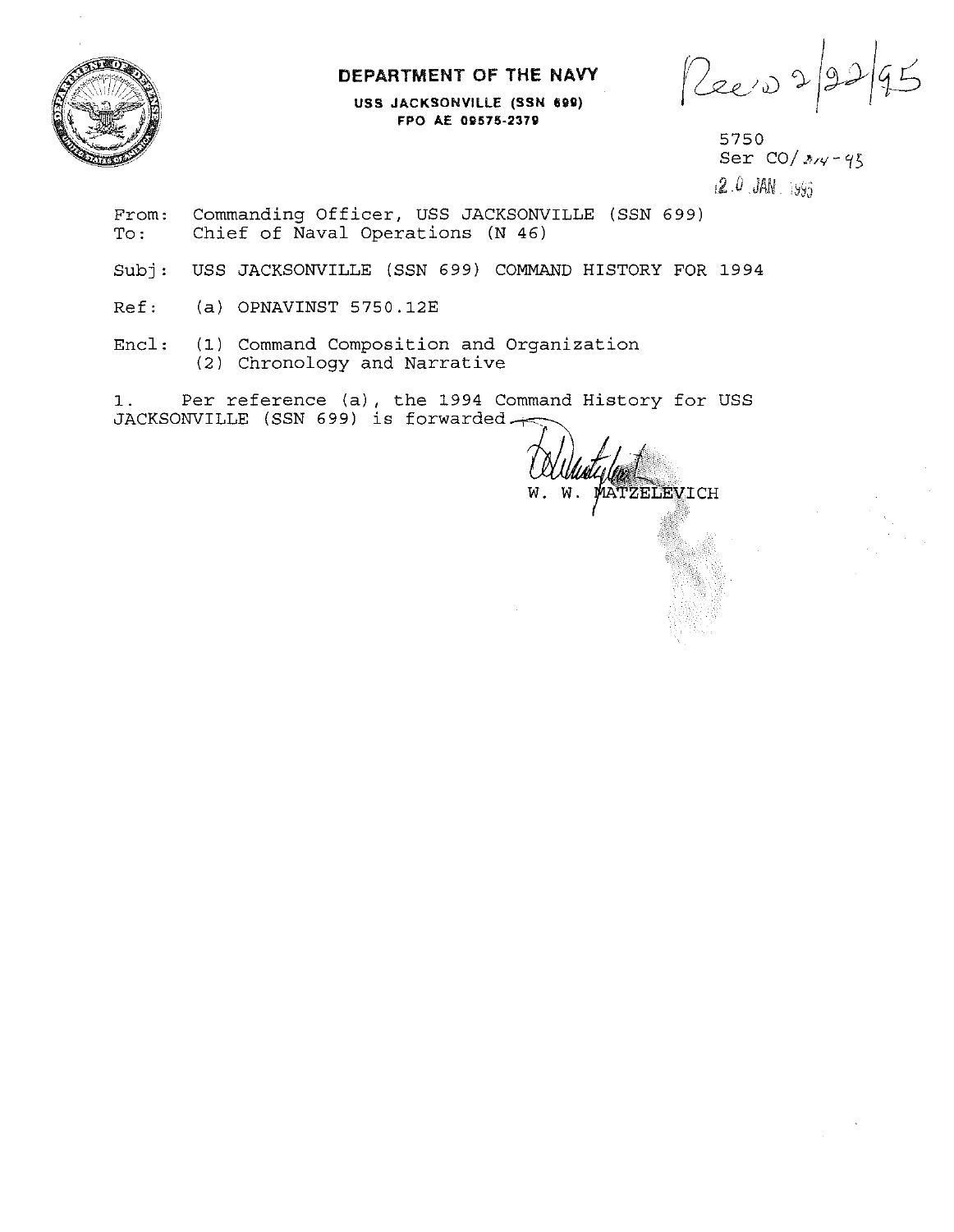**DEPARTMENT OF THE NAVY**

**USS JACKSONVILLE (SSN 699)**
**FPO AE 09575-2379**

Rec'd 2/22/95

5750
Ser CO/214-95
20 JAN 1995

From: Commanding Officer, USS JACKSONVILLE (SSN 699)
To: Chief of Naval Operations (N 46)

Subj: USS JACKSONVILLE (SSN 699) COMMAND HISTORY FOR 1994

Ref: (a) OPNAVINST 5750.12E

Encl: (1) Command Composition and Organization
(2) Chronology and Narrative

1. Per reference (a), the 1994 Command History for USS JACKSONVILLE (SSN 699) is forwarded.

W. W. MATZELEVICH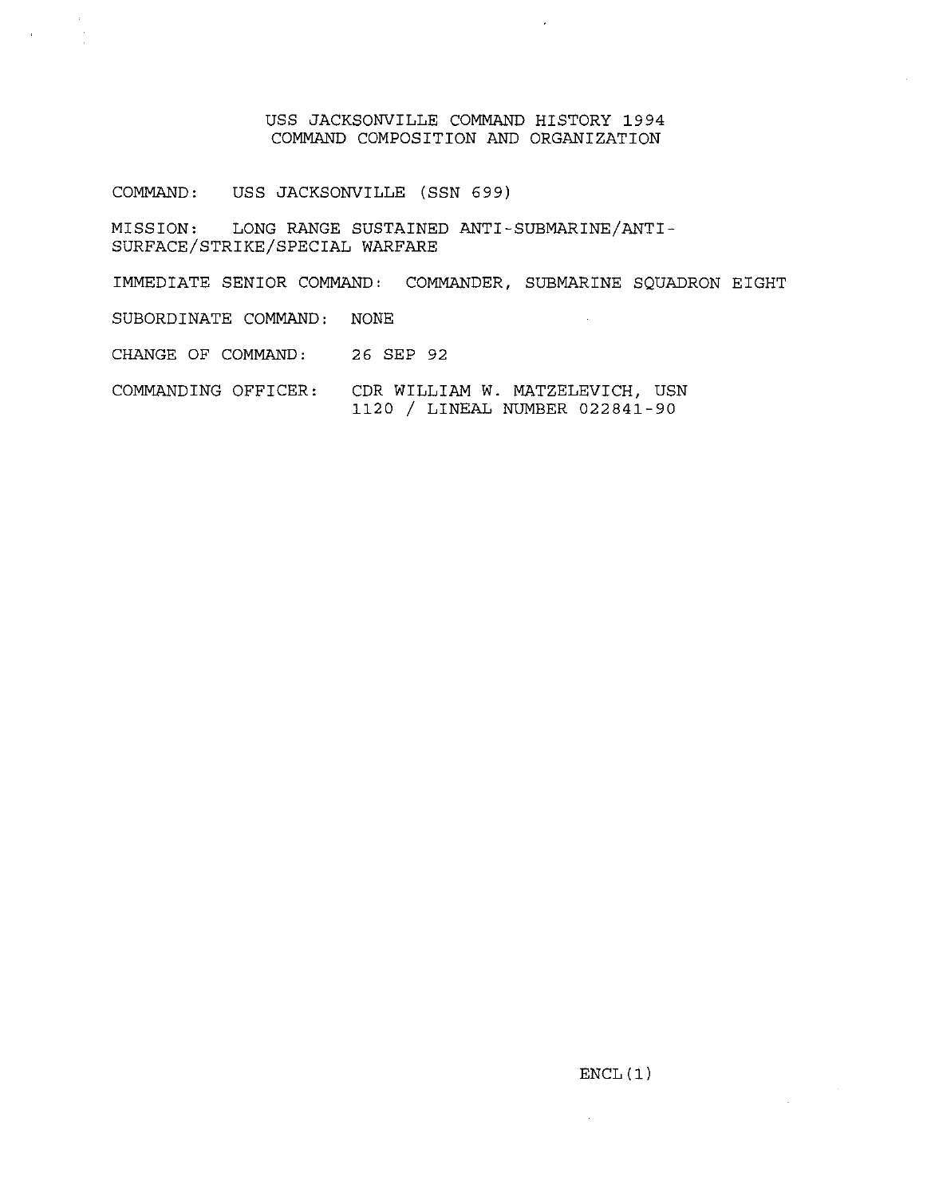# USS JACKSONVILLE COMMAND HISTORY 1994
## COMMAND COMPOSITION AND ORGANIZATION

COMMAND: USS JACKSONVILLE (SSN 699)

MISSION: LONG RANGE SUSTAINED ANTI-SUBMARINE/ANTI-SURFACE/STRIKE/SPECIAL WARFARE

IMMEDIATE SENIOR COMMAND: COMMANDER, SUBMARINE SQUADRON EIGHT

SUBORDINATE COMMAND: NONE

CHANGE OF COMMAND: 26 SEP 92

COMMANDING OFFICER: CDR WILLIAM W. MATZELEVICH, USN
1120 / LINEAL NUMBER 022841-90

ENCL(1)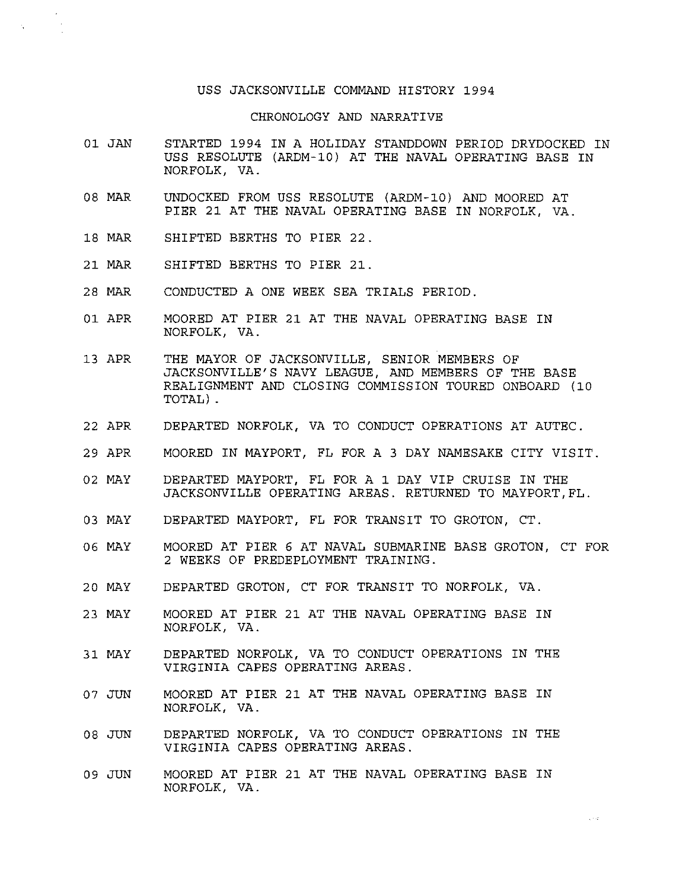# USS JACKSONVILLE COMMAND HISTORY 1994

## CHRONOLOGY AND NARRATIVE

| | |
|---|---|
| 01 JAN | STARTED 1994 IN A HOLIDAY STANDDOWN PERIOD DRYDOCKED IN USS RESOLUTE (ARDM-10) AT THE NAVAL OPERATING BASE IN NORFOLK, VA. |
| 08 MAR | UNDOCKED FROM USS RESOLUTE (ARDM-10) AND MOORED AT PIER 21 AT THE NAVAL OPERATING BASE IN NORFOLK, VA. |
| 18 MAR | SHIFTED BERTHS TO PIER 22. |
| 21 MAR | SHIFTED BERTHS TO PIER 21. |
| 28 MAR | CONDUCTED A ONE WEEK SEA TRIALS PERIOD. |
| 01 APR | MOORED AT PIER 21 AT THE NAVAL OPERATING BASE IN NORFOLK, VA. |
| 13 APR | THE MAYOR OF JACKSONVILLE, SENIOR MEMBERS OF JACKSONVILLE'S NAVY LEAGUE, AND MEMBERS OF THE BASE REALIGNMENT AND CLOSING COMMISSION TOURED ONBOARD (10 TOTAL). |
| 22 APR | DEPARTED NORFOLK, VA TO CONDUCT OPERATIONS AT AUTEC. |
| 29 APR | MOORED IN MAYPORT, FL FOR A 3 DAY NAMESAKE CITY VISIT. |
| 02 MAY | DEPARTED MAYPORT, FL FOR A 1 DAY VIP CRUISE IN THE JACKSONVILLE OPERATING AREAS. RETURNED TO MAYPORT, FL. |
| 03 MAY | DEPARTED MAYPORT, FL FOR TRANSIT TO GROTON, CT. |
| 06 MAY | MOORED AT PIER 6 AT NAVAL SUBMARINE BASE GROTON, CT FOR 2 WEEKS OF PREDEPLOYMENT TRAINING. |
| 20 MAY | DEPARTED GROTON, CT FOR TRANSIT TO NORFOLK, VA. |
| 23 MAY | MOORED AT PIER 21 AT THE NAVAL OPERATING BASE IN NORFOLK, VA. |
| 31 MAY | DEPARTED NORFOLK, VA TO CONDUCT OPERATIONS IN THE VIRGINIA CAPES OPERATING AREAS. |
| 07 JUN | MOORED AT PIER 21 AT THE NAVAL OPERATING BASE IN NORFOLK, VA. |
| 08 JUN | DEPARTED NORFOLK, VA TO CONDUCT OPERATIONS IN THE VIRGINIA CAPES OPERATING AREAS. |
| 09 JUN | MOORED AT PIER 21 AT THE NAVAL OPERATING BASE IN NORFOLK, VA. |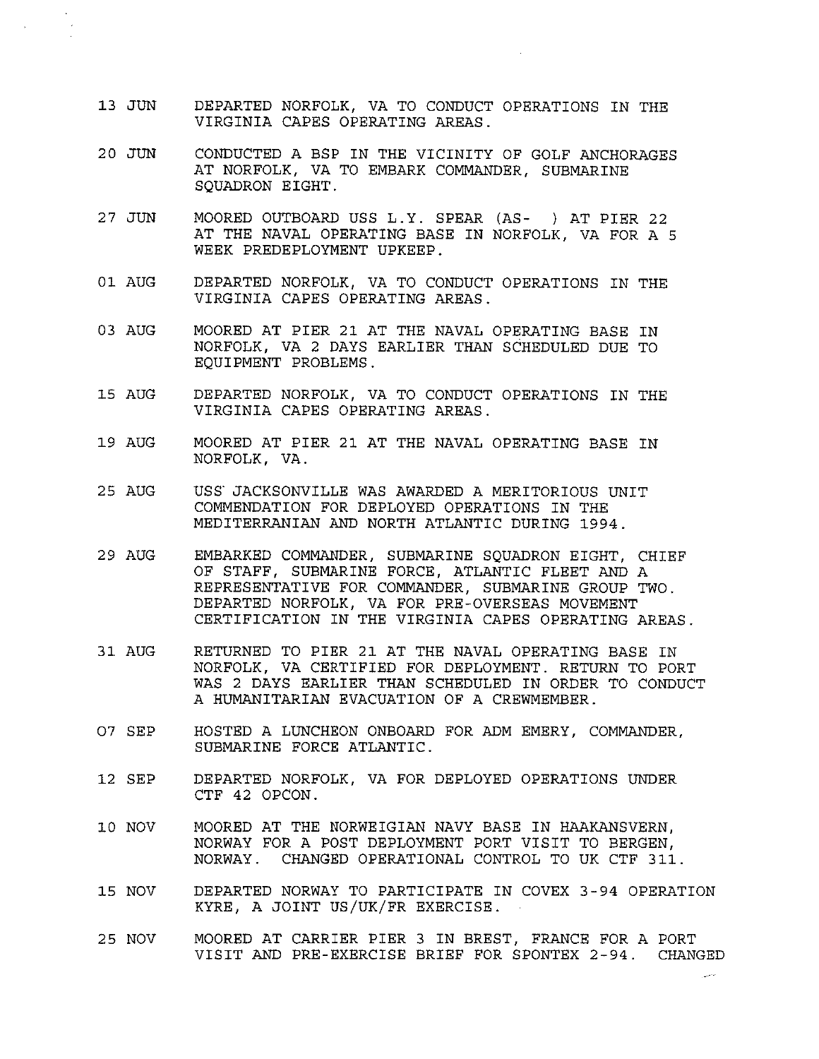13 JUN DEPARTED NORFOLK, VA TO CONDUCT OPERATIONS IN THE VIRGINIA CAPES OPERATING AREAS.

20 JUN CONDUCTED A BSP IN THE VICINITY OF GOLF ANCHORAGES AT NORFOLK, VA TO EMBARK COMMANDER, SUBMARINE SQUADRON EIGHT.

27 JUN MOORED OUTBOARD USS L.Y. SPEAR (AS- ) AT PIER 22 AT THE NAVAL OPERATING BASE IN NORFOLK, VA FOR A 5 WEEK PREDEPLOYMENT UPKEEP.

01 AUG DEPARTED NORFOLK, VA TO CONDUCT OPERATIONS IN THE VIRGINIA CAPES OPERATING AREAS.

03 AUG MOORED AT PIER 21 AT THE NAVAL OPERATING BASE IN NORFOLK, VA 2 DAYS EARLIER THAN SCHEDULED DUE TO EQUIPMENT PROBLEMS.

15 AUG DEPARTED NORFOLK, VA TO CONDUCT OPERATIONS IN THE VIRGINIA CAPES OPERATING AREAS.

19 AUG MOORED AT PIER 21 AT THE NAVAL OPERATING BASE IN NORFOLK, VA.

25 AUG USS JACKSONVILLE WAS AWARDED A MERITORIOUS UNIT COMMENDATION FOR DEPLOYED OPERATIONS IN THE MEDITERRANIAN AND NORTH ATLANTIC DURING 1994.

29 AUG EMBARKED COMMANDER, SUBMARINE SQUADRON EIGHT, CHIEF OF STAFF, SUBMARINE FORCE, ATLANTIC FLEET AND A REPRESENTATIVE FOR COMMANDER, SUBMARINE GROUP TWO. DEPARTED NORFOLK, VA FOR PRE-OVERSEAS MOVEMENT CERTIFICATION IN THE VIRGINIA CAPES OPERATING AREAS.

31 AUG RETURNED TO PIER 21 AT THE NAVAL OPERATING BASE IN NORFOLK, VA CERTIFIED FOR DEPLOYMENT. RETURN TO PORT WAS 2 DAYS EARLIER THAN SCHEDULED IN ORDER TO CONDUCT A HUMANITARIAN EVACUATION OF A CREWMEMBER.

07 SEP HOSTED A LUNCHEON ONBOARD FOR ADM EMERY, COMMANDER, SUBMARINE FORCE ATLANTIC.

12 SEP DEPARTED NORFOLK, VA FOR DEPLOYED OPERATIONS UNDER CTF 42 OPCON.

10 NOV MOORED AT THE NORWEIGIAN NAVY BASE IN HAAKANSVERN, NORWAY FOR A POST DEPLOYMENT PORT VISIT TO BERGEN, NORWAY. CHANGED OPERATIONAL CONTROL TO UK CTF 311.

15 NOV DEPARTED NORWAY TO PARTICIPATE IN COVEX 3-94 OPERATION KYRE, A JOINT US/UK/FR EXERCISE.

25 NOV MOORED AT CARRIER PIER 3 IN BREST, FRANCE FOR A PORT VISIT AND PRE-EXERCISE BRIEF FOR SPONTEX 2-94. CHANGED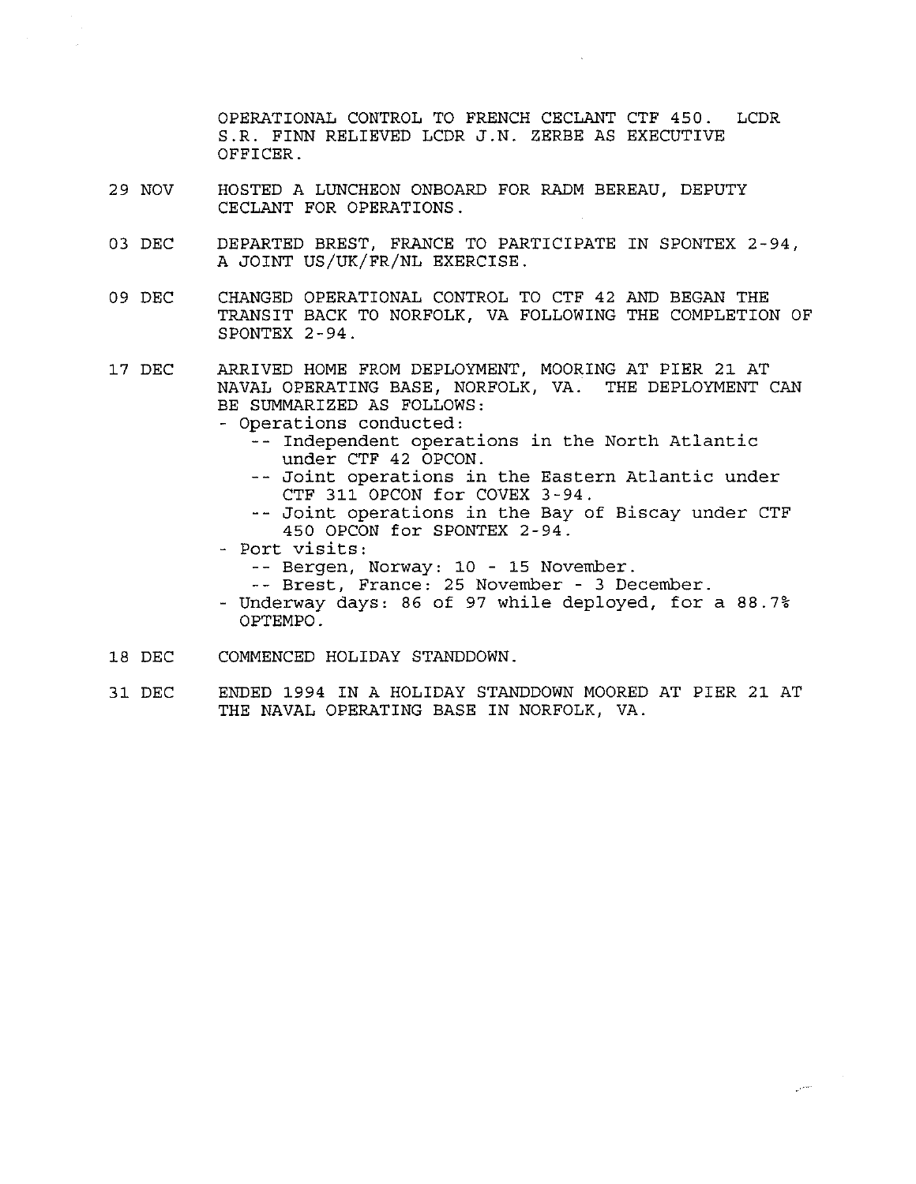OPERATIONAL CONTROL TO FRENCH CECLANT CTF 450. LCDR S.R. FINN RELIEVED LCDR J.N. ZERBE AS EXECUTIVE OFFICER.

29 NOV HOSTED A LUNCHEON ONBOARD FOR RADM BEREAU, DEPUTY CECLANT FOR OPERATIONS.

03 DEC DEPARTED BREST, FRANCE TO PARTICIPATE IN SPONTEX 2-94, A JOINT US/UK/FR/NL EXERCISE.

09 DEC CHANGED OPERATIONAL CONTROL TO CTF 42 AND BEGAN THE TRANSIT BACK TO NORFOLK, VA FOLLOWING THE COMPLETION OF SPONTEX 2-94.

17 DEC ARRIVED HOME FROM DEPLOYMENT, MOORING AT PIER 21 AT NAVAL OPERATING BASE, NORFOLK, VA. THE DEPLOYMENT CAN BE SUMMARIZED AS FOLLOWS:

- Operations conducted:
  - -- Independent operations in the North Atlantic under CTF 42 OPCON.
  - -- Joint operations in the Eastern Atlantic under CTF 311 OPCON for COVEX 3-94.
  - -- Joint operations in the Bay of Biscay under CTF 450 OPCON for SPONTEX 2-94.
- Port visits:
  - -- Bergen, Norway: 10 - 15 November.
  - -- Brest, France: 25 November - 3 December.
- Underway days: 86 of 97 while deployed, for a 88.7% OPTEMPO.

18 DEC COMMENCED HOLIDAY STANDDOWN.

31 DEC ENDED 1994 IN A HOLIDAY STANDDOWN MOORED AT PIER 21 AT THE NAVAL OPERATING BASE IN NORFOLK, VA.